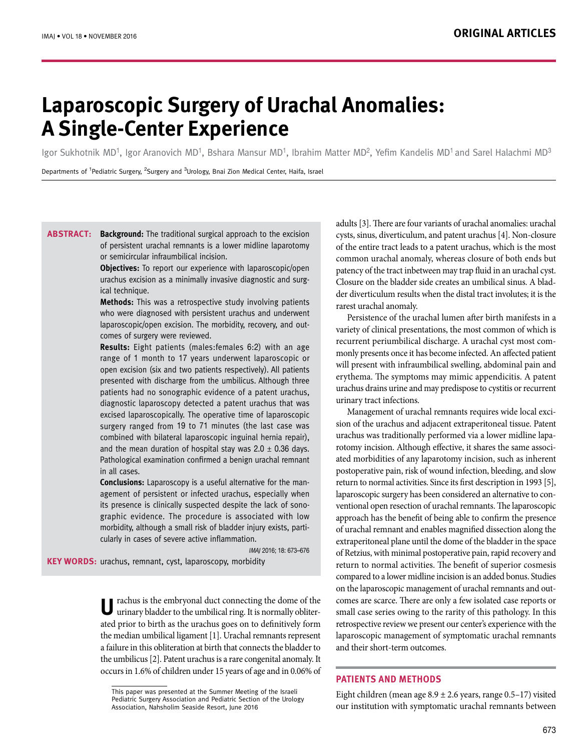ORIGINAL ARTICLES

# Laparoscopic Surgery of Urachal Anomalies: A Single-Center Experience

Igor Sukhotnik MD[1], Igor Aranovich MD[1], Bshara Mansur MD[1], Ibrahim Matter MD[2], Yefim Kandelis MD[1] and Sarel Halachmi MD[3]

Departments of [1]Pediatric Surgery, [2]Surgery and [3]Urology, Bnai Zion Medical Center, Haifa, Israel

**ABSTRACT:**

**Background:** The traditional surgical approach to the excision of persistent urachal remnants is a lower midline laparotomy or semicircular infraumbilical incision.

**Objectives:** To report our experience with laparoscopic/open urachus excision as a minimally invasive diagnostic and surgical technique.

**Methods:** This was a retrospective study involving patients who were diagnosed with persistent urachus and underwent laparoscopic/open excision. The morbidity, recovery, and outcomes of surgery were reviewed.

**Results:** Eight patients (males:females 6:2) with an age range of 1 month to 17 years underwent laparoscopic or open excision (six and two patients respectively). All patients presented with discharge from the umbilicus. Although three patients had no sonographic evidence of a patent urachus, diagnostic laparoscopy detected a patent urachus that was excised laparoscopically. The operative time of laparoscopic surgery ranged from 19 to 71 minutes (the last case was combined with bilateral laparoscopic inguinal hernia repair), and the mean duration of hospital stay was 2.0 ± 0.36 days. Pathological examination confirmed a benign urachal remnant in all cases.

**Conclusions:** Laparoscopy is a useful alternative for the management of persistent or infected urachus, especially when its presence is clinically suspected despite the lack of sonographic evidence. The procedure is associated with low morbidity, although a small risk of bladder injury exists, particularly in cases of severe active inflammation.

*IMAJ* 2016; 18: 673–676

**KEY WORDS:** urachus, remnant, cyst, laparoscopy, morbidity

Urachus is the embryonal duct connecting the dome of the urinary bladder to the umbilical ring. It is normally obliterated prior to birth as the urachus goes on to definitively form the median umbilical ligament [1]. Urachal remnants represent a failure in this obliteration at birth that connects the bladder to the umbilicus [2]. Patent urachus is a rare congenital anomaly. It occurs in 1.6% of children under 15 years of age and in 0.06% of adults [3]. There are four variants of urachal anomalies: urachal cysts, sinus, diverticulum, and patent urachus [4]. Non-closure of the entire tract leads to a patent urachus, which is the most common urachal anomaly, whereas closure of both ends but patency of the tract inbetween may trap fluid in an urachal cyst. Closure on the bladder side creates an umbilical sinus. A bladder diverticulum results when the distal tract involutes; it is the rarest urachal anomaly.

Persistence of the urachal lumen after birth manifests in a variety of clinical presentations, the most common of which is recurrent periumbilical discharge. A urachal cyst most commonly presents once it has become infected. An affected patient will present with infraumbilical swelling, abdominal pain and erythema. The symptoms may mimic appendicitis. A patent urachus drains urine and may predispose to cystitis or recurrent urinary tract infections.

Management of urachal remnants requires wide local excision of the urachus and adjacent extraperitoneal tissue. Patent urachus was traditionally performed via a lower midline laparotomy incision. Although effective, it shares the same associated morbidities of any laparotomy incision, such as inherent postoperative pain, risk of wound infection, bleeding, and slow return to normal activities. Since its first description in 1993 [5], laparoscopic surgery has been considered an alternative to conventional open resection of urachal remnants. The laparoscopic approach has the benefit of being able to confirm the presence of urachal remnant and enables magnified dissection along the extraperitoneal plane until the dome of the bladder in the space of Retzius, with minimal postoperative pain, rapid recovery and return to normal activities. The benefit of superior cosmesis compared to a lower midline incision is an added bonus. Studies on the laparoscopic management of urachal remnants and outcomes are scarce. There are only a few isolated case reports or small case series owing to the rarity of this pathology. In this retrospective review we present our center's experience with the laparoscopic management of symptomatic urachal remnants and their short-term outcomes.

## PATIENTS AND METHODS

Eight children (mean age 8.9 ± 2.6 years, range 0.5–17) visited our institution with symptomatic urachal remnants between

This paper was presented at the Summer Meeting of the Israeli Pediatric Surgery Association and Pediatric Section of the Urology Association, Nahsholim Seaside Resort, June 2016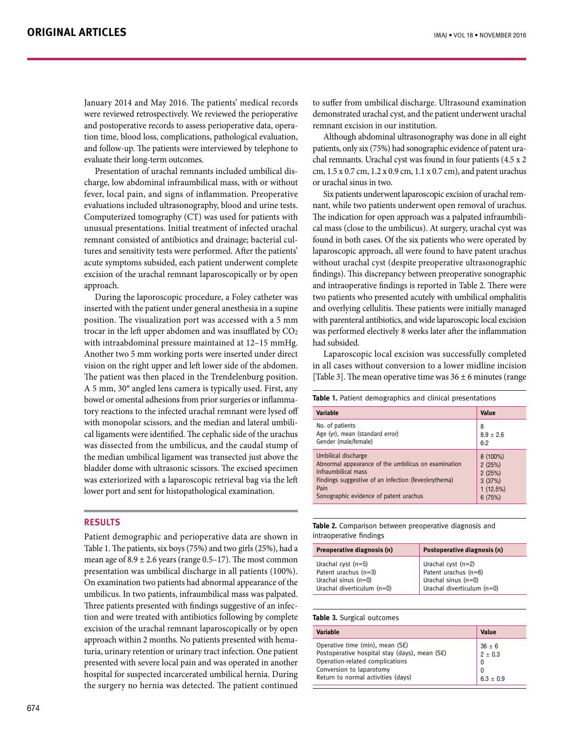January 2014 and May 2016. The patients' medical records were reviewed retrospectively. We reviewed the perioperative and postoperative records to assess perioperative data, operation time, blood loss, complications, pathological evaluation, and follow-up. The patients were interviewed by telephone to evaluate their long-term outcomes.

Presentation of urachal remnants included umbilical discharge, low abdominal infraumbilical mass, with or without fever, local pain, and signs of inflammation. Preoperative evaluations included ultrasonography, blood and urine tests. Computerized tomography (CT) was used for patients with unusual presentations. Initial treatment of infected urachal remnant consisted of antibiotics and drainage; bacterial cultures and sensitivity tests were performed. After the patients' acute symptoms subsided, each patient underwent complete excision of the urachal remnant laparoscopically or by open approach.

During the laporoscopic procedure, a Foley catheter was inserted with the patient under general anesthesia in a supine position. The visualization port was accessed with a 5 mm trocar in the left upper abdomen and was insufflated by $CO_2$ with intraabdominal pressure maintained at 12–15 mmHg. Another two 5 mm working ports were inserted under direct vision on the right upper and left lower side of the abdomen. The patient was then placed in the Trendelenburg position. A 5 mm, 30° angled lens camera is typically used. First, any bowel or omental adhesions from prior surgeries or inflammatory reactions to the infected urachal remnant were lysed off with monopolar scissors, and the median and lateral umbilical ligaments were identified. The cephalic side of the urachus was dissected from the umbilicus, and the caudal stump of the median umbilical ligament was transected just above the bladder dome with ultrasonic scissors. The excised specimen was exteriorized with a laparoscopic retrieval bag via the left lower port and sent for histopathological examination.

## RESULTS

Patient demographic and perioperative data are shown in Table 1. The patients, six boys (75%) and two girls (25%), had a mean age of 8.9 ± 2.6 years (range 0.5–17). The most common presentation was umbilical discharge in all patients (100%). On examination two patients had abnormal appearance of the umbilicus. In two patients, infraumbilical mass was palpated. Three patients presented with findings suggestive of an infection and were treated with antibiotics following by complete excision of the urachal remnant laparoscopically or by open approach within 2 months. No patients presented with hematuria, urinary retention or urinary tract infection. One patient presented with severe local pain and was operated in another hospital for suspected incarcerated umbilical hernia. During the surgery no hernia was detected. The patient continued to suffer from umbilical discharge. Ultrasound examination demonstrated urachal cyst, and the patient underwent urachal remnant excision in our institution.

Although abdominal ultrasonography was done in all eight patients, only six (75%) had sonographic evidence of patent urachal remnants. Urachal cyst was found in four patients (4.5 x 2 cm, 1.5 x 0.7 cm, 1.2 x 0.9 cm, 1.1 x 0.7 cm), and patent urachus or urachal sinus in two.

Six patients underwent laparoscopic excision of urachal remnant, while two patients underwent open removal of urachus. The indication for open approach was a palpated infraumbilical mass (close to the umbilicus). At surgery, urachal cyst was found in both cases. Of the six patients who were operated by laparoscopic approach, all were found to have patent urachus without urachal cyst (despite preoperative ultrasonographic findings). This discrepancy between preoperative sonographic and intraoperative findings is reported in Table 2. There were two patients who presented acutely with umbilical omphalitis and overlying cellulitis. These patients were initially managed with parenteral antibiotics, and wide laparoscopic local excision was performed electively 8 weeks later after the inflammation had subsided.

Laparoscopic local excision was successfully completed in all cases without conversion to a lower midline incision [Table 3]. The mean operative time was 36 ± 6 minutes (range

**Table 1.** Patient demographics and clinical presentations

| Variable | Value |
|---|---|
| No. of patients | 8 |
| Age (yr), mean (standard error) | 8.9 ± 2.6 |
| Gender (male/female) | 6:2 |
| Umbilical discharge | 8 (100%) |
| Abnormal appearance of the umbilicus on examination | 2 (25%) |
| Infraumbilical mass | 2 (25%) |
| Findings suggestive of an infection (fever/erythema) | 3 (37%) |
| Pain | 1 (12.5%) |
| Sonographic evidence of patent urachus | 6 (75%) |

**Table 2.** Comparison between preoperative diagnosis and intraoperative findings

| Preoperative diagnosis (n) | Postoperative diagnosis (n) |
|---|---|
| Urachal cyst (n=5) | Urachal cyst (n=2) |
| Patent urachus (n=3) | Patent urachus (n=6) |
| Urachal sinus (n=0) | Urachal sinus (n=0) |
| Urachal diverticulum (n=0) | Urachal diverticulum (n=0) |

**Table 3.** Surgical outcomes

| Variable | Value |
|---|---|
| Operative time (min), mean (SE) | 36 ± 6 |
| Postoperative hospital stay (days), mean (SE) | 2 ± 0.3 |
| Operation-related complications | 0 |
| Conversion to laparotomy | 0 |
| Return to normal activities (days) | 6.3 ± 0.9 |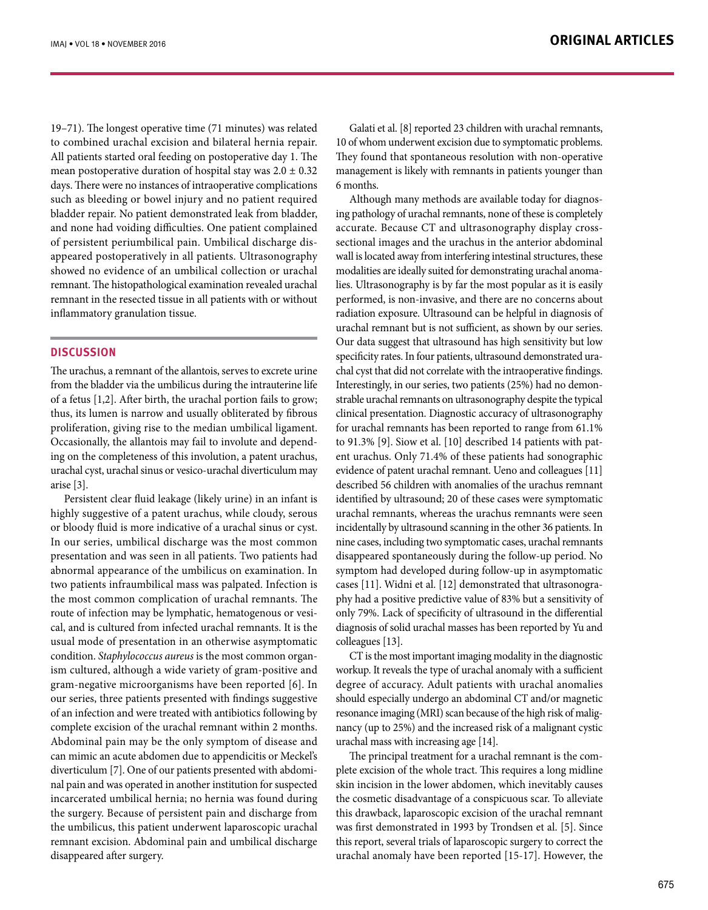19–71). The longest operative time (71 minutes) was related to combined urachal excision and bilateral hernia repair. All patients started oral feeding on postoperative day 1. The mean postoperative duration of hospital stay was 2.0 ± 0.32 days. There were no instances of intraoperative complications such as bleeding or bowel injury and no patient required bladder repair. No patient demonstrated leak from bladder, and none had voiding difficulties. One patient complained of persistent periumbilical pain. Umbilical discharge disappeared postoperatively in all patients. Ultrasonography showed no evidence of an umbilical collection or urachal remnant. The histopathological examination revealed urachal remnant in the resected tissue in all patients with or without inflammatory granulation tissue.

## DISCUSSION

The urachus, a remnant of the allantois, serves to excrete urine from the bladder via the umbilicus during the intrauterine life of a fetus [1,2]. After birth, the urachal portion fails to grow; thus, its lumen is narrow and usually obliterated by fibrous proliferation, giving rise to the median umbilical ligament. Occasionally, the allantois may fail to involute and depending on the completeness of this involution, a patent urachus, urachal cyst, urachal sinus or vesico-urachal diverticulum may arise [3].

Persistent clear fluid leakage (likely urine) in an infant is highly suggestive of a patent urachus, while cloudy, serous or bloody fluid is more indicative of a urachal sinus or cyst. In our series, umbilical discharge was the most common presentation and was seen in all patients. Two patients had abnormal appearance of the umbilicus on examination. In two patients infraumbilical mass was palpated. Infection is the most common complication of urachal remnants. The route of infection may be lymphatic, hematogenous or vesical, and is cultured from infected urachal remnants. It is the usual mode of presentation in an otherwise asymptomatic condition. *Staphylococcus aureus* is the most common organism cultured, although a wide variety of gram-positive and gram-negative microorganisms have been reported [6]. In our series, three patients presented with findings suggestive of an infection and were treated with antibiotics following by complete excision of the urachal remnant within 2 months. Abdominal pain may be the only symptom of disease and can mimic an acute abdomen due to appendicitis or Meckel's diverticulum [7]. One of our patients presented with abdominal pain and was operated in another institution for suspected incarcerated umbilical hernia; no hernia was found during the surgery. Because of persistent pain and discharge from the umbilicus, this patient underwent laparoscopic urachal remnant excision. Abdominal pain and umbilical discharge disappeared after surgery.

Galati et al. [8] reported 23 children with urachal remnants, 10 of whom underwent excision due to symptomatic problems. They found that spontaneous resolution with non-operative management is likely with remnants in patients younger than 6 months.

Although many methods are available today for diagnosing pathology of urachal remnants, none of these is completely accurate. Because CT and ultrasonography display cross-sectional images and the urachus in the anterior abdominal wall is located away from interfering intestinal structures, these modalities are ideally suited for demonstrating urachal anomalies. Ultrasonography is by far the most popular as it is easily performed, is non-invasive, and there are no concerns about radiation exposure. Ultrasound can be helpful in diagnosis of urachal remnant but is not sufficient, as shown by our series. Our data suggest that ultrasound has high sensitivity but low specificity rates. In four patients, ultrasound demonstrated urachal cyst that did not correlate with the intraoperative findings. Interestingly, in our series, two patients (25%) had no demonstrable urachal remnants on ultrasonography despite the typical clinical presentation. Diagnostic accuracy of ultrasonography for urachal remnants has been reported to range from 61.1% to 91.3% [9]. Siow et al. [10] described 14 patients with patent urachus. Only 71.4% of these patients had sonographic evidence of patent urachal remnant. Ueno and colleagues [11] described 56 children with anomalies of the urachus remnant identified by ultrasound; 20 of these cases were symptomatic urachal remnants, whereas the urachus remnants were seen incidentally by ultrasound scanning in the other 36 patients. In nine cases, including two symptomatic cases, urachal remnants disappeared spontaneously during the follow-up period. No symptom had developed during follow-up in asymptomatic cases [11]. Widni et al. [12] demonstrated that ultrasonography had a positive predictive value of 83% but a sensitivity of only 79%. Lack of specificity of ultrasound in the differential diagnosis of solid urachal masses has been reported by Yu and colleagues [13].

CT is the most important imaging modality in the diagnostic workup. It reveals the type of urachal anomaly with a sufficient degree of accuracy. Adult patients with urachal anomalies should especially undergo an abdominal CT and/or magnetic resonance imaging (MRI) scan because of the high risk of malignancy (up to 25%) and the increased risk of a malignant cystic urachal mass with increasing age [14].

The principal treatment for a urachal remnant is the complete excision of the whole tract. This requires a long midline skin incision in the lower abdomen, which inevitably causes the cosmetic disadvantage of a conspicuous scar. To alleviate this drawback, laparoscopic excision of the urachal remnant was first demonstrated in 1993 by Trondsen et al. [5]. Since this report, several trials of laparoscopic surgery to correct the urachal anomaly have been reported [15-17]. However, the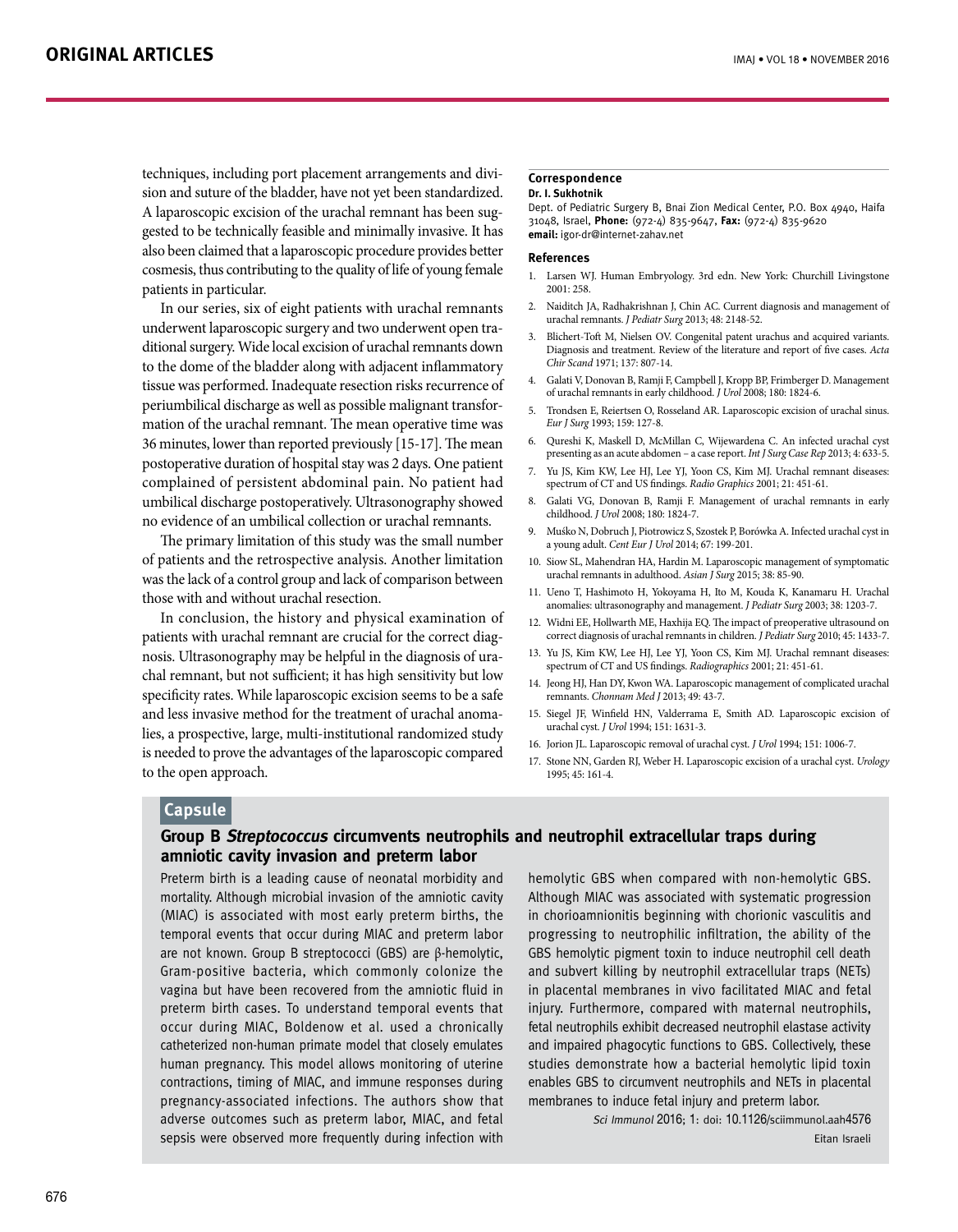techniques, including port placement arrangements and division and suture of the bladder, have not yet been standardized. A laparoscopic excision of the urachal remnant has been suggested to be technically feasible and minimally invasive. It has also been claimed that a laparoscopic procedure provides better cosmesis, thus contributing to the quality of life of young female patients in particular.

In our series, six of eight patients with urachal remnants underwent laparoscopic surgery and two underwent open traditional surgery. Wide local excision of urachal remnants down to the dome of the bladder along with adjacent inflammatory tissue was performed. Inadequate resection risks recurrence of periumbilical discharge as well as possible malignant transformation of the urachal remnant. The mean operative time was 36 minutes, lower than reported previously [15-17]. The mean postoperative duration of hospital stay was 2 days. One patient complained of persistent abdominal pain. No patient had umbilical discharge postoperatively. Ultrasonography showed no evidence of an umbilical collection or urachal remnants.

The primary limitation of this study was the small number of patients and the retrospective analysis. Another limitation was the lack of a control group and lack of comparison between those with and without urachal resection.

In conclusion, the history and physical examination of patients with urachal remnant are crucial for the correct diagnosis. Ultrasonography may be helpful in the diagnosis of urachal remnant, but not sufficient; it has high sensitivity but low specificity rates. While laparoscopic excision seems to be a safe and less invasive method for the treatment of urachal anomalies, a prospective, large, multi-institutional randomized study is needed to prove the advantages of the laparoscopic compared to the open approach.

**Correspondence**

**Dr. I. Sukhotnik**

Dept. of Pediatric Surgery B, Bnai Zion Medical Center, P.O. Box 4940, Haifa 31048, Israel, **Phone:** (972-4) 835-9647, **Fax:** (972-4) 835-9620

**email:** igor-dr@internet-zahav.net

## References

1. Larsen WJ. Human Embryology. 3rd edn. New York: Churchill Livingstone 2001: 258.
2. Naiditch JA, Radhakrishnan J, Chin AC. Current diagnosis and management of urachal remnants. *J Pediatr Surg* 2013; 48: 2148-52.
3. Blichert-Toft M, Nielsen OV. Congenital patent urachus and acquired variants. Diagnosis and treatment. Review of the literature and report of five cases. *Acta Chir Scand* 1971; 137: 807-14.
4. Galati V, Donovan B, Ramji F, Campbell J, Kropp BP, Frimberger D. Management of urachal remnants in early childhood. *J Urol* 2008; 180: 1824-6.
5. Trondsen E, Reiertsen O, Rosseland AR. Laparoscopic excision of urachal sinus. *Eur J Surg* 1993; 159: 127-8.
6. Qureshi K, Maskell D, McMillan C, Wijewardena C. An infected urachal cyst presenting as an acute abdomen – a case report. *Int J Surg Case Rep* 2013; 4: 633-5.
7. Yu JS, Kim KW, Lee HJ, Lee YJ, Yoon CS, Kim MJ. Urachal remnant diseases: spectrum of CT and US findings. *Radio Graphics* 2001; 21: 451-61.
8. Galati VG, Donovan B, Ramji F. Management of urachal remnants in early childhood. *J Urol* 2008; 180: 1824-7.
9. Muśko N, Dobruch J, Piotrowicz S, Szostek P, Borówka A. Infected urachal cyst in a young adult. *Cent Eur J Urol* 2014; 67: 199-201.
10. Siow SL, Mahendran HA, Hardin M. Laparoscopic management of symptomatic urachal remnants in adulthood. *Asian J Surg* 2015; 38: 85-90.
11. Ueno T, Hashimoto H, Yokoyama H, Ito M, Kouda K, Kanamaru H. Urachal anomalies: ultrasonography and management. *J Pediatr Surg* 2003; 38: 1203-7.
12. Widni EE, Hollwarth ME, Haxhija EQ. The impact of preoperative ultrasound on correct diagnosis of urachal remnants in children. *J Pediatr Surg* 2010; 45: 1433-7.
13. Yu JS, Kim KW, Lee HJ, Lee YJ, Yoon CS, Kim MJ. Urachal remnant diseases: spectrum of CT and US findings. *Radiographics* 2001; 21: 451-61.
14. Jeong HJ, Han DY, Kwon WA. Laparoscopic management of complicated urachal remnants. *Chonnam Med J* 2013; 49: 43-7.
15. Siegel JF, Winfield HN, Valderrama E, Smith AD. Laparoscopic excision of urachal cyst. *J Urol* 1994; 151: 1631-3.
16. Jorion JL. Laparoscopic removal of urachal cyst. *J Urol* 1994; 151: 1006-7.
17. Stone NN, Garden RJ, Weber H. Laparoscopic excision of a urachal cyst. *Urology* 1995; 45: 161-4.

## Capsule

### Group B *Streptococcus* circumvents neutrophils and neutrophil extracellular traps during amniotic cavity invasion and preterm labor

Preterm birth is a leading cause of neonatal morbidity and mortality. Although microbial invasion of the amniotic cavity (MIAC) is associated with most early preterm births, the temporal events that occur during MIAC and preterm labor are not known. Group B streptococci (GBS) are β-hemolytic, Gram-positive bacteria, which commonly colonize the vagina but have been recovered from the amniotic fluid in preterm birth cases. To understand temporal events that occur during MIAC, Boldenow et al. used a chronically catheterized non-human primate model that closely emulates human pregnancy. This model allows monitoring of uterine contractions, timing of MIAC, and immune responses during pregnancy-associated infections. The authors show that adverse outcomes such as preterm labor, MIAC, and fetal sepsis were observed more frequently during infection with hemolytic GBS when compared with non-hemolytic GBS. Although MIAC was associated with systematic progression in chorioamnionitis beginning with chorionic vasculitis and progressing to neutrophilic infiltration, the ability of the GBS hemolytic pigment toxin to induce neutrophil cell death and subvert killing by neutrophil extracellular traps (NETs) in placental membranes in vivo facilitated MIAC and fetal injury. Furthermore, compared with maternal neutrophils, fetal neutrophils exhibit decreased neutrophil elastase activity and impaired phagocytic functions to GBS. Collectively, these studies demonstrate how a bacterial hemolytic lipid toxin enables GBS to circumvent neutrophils and NETs in placental membranes to induce fetal injury and preterm labor.

*Sci Immunol* 2016; 1: doi: 10.1126/sciimmunol.aah4576

Eitan Israeli